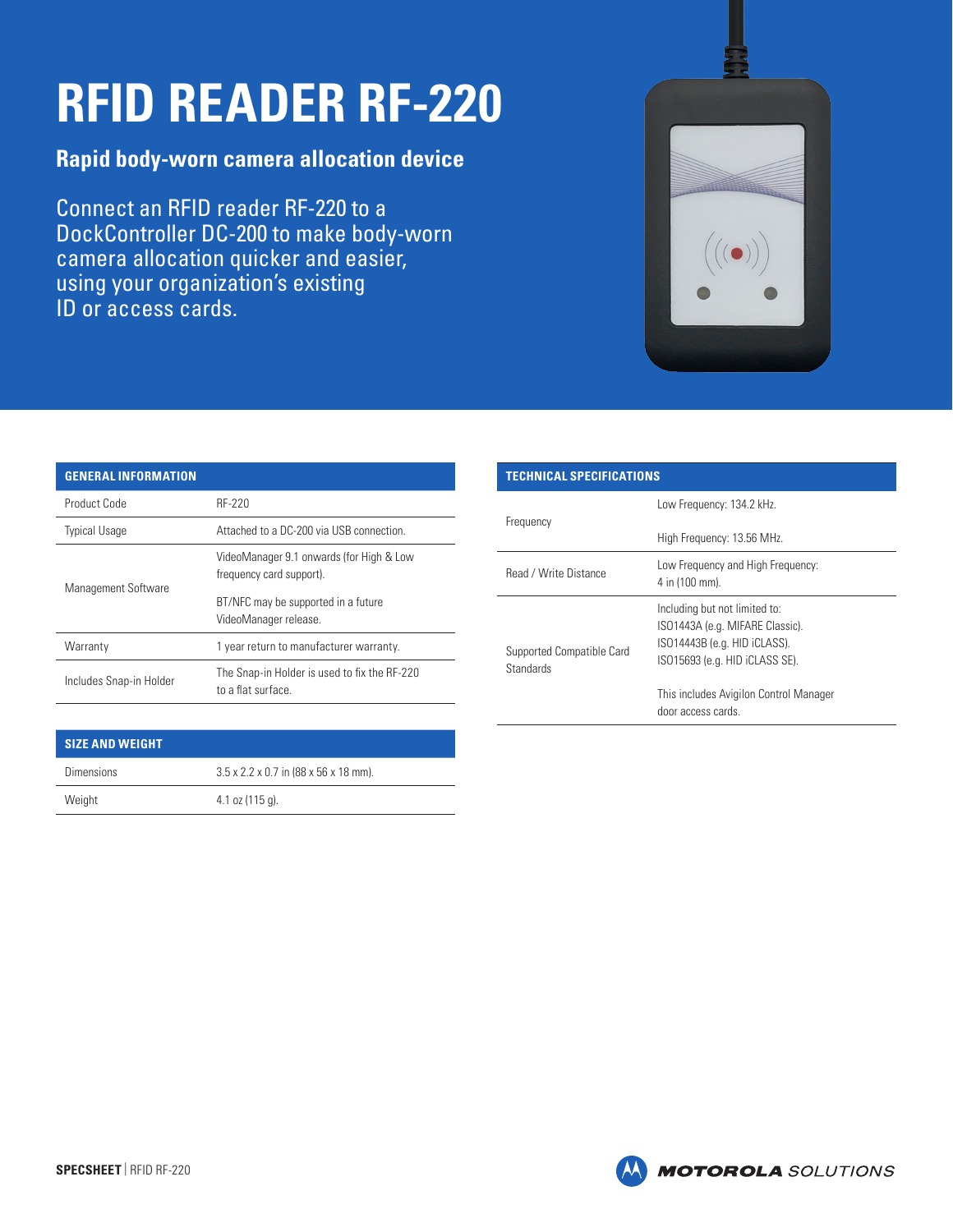# RFID READER RF-220

## Rapid body-worn camera allocation device

Connect an RFID reader RF-220 to a DockController DC-200 to make body-worn camera allocation quicker and easier, using your organization's existing ID or access cards.

| GENERAL INFORMATION | |
|---|---|
| Product Code | RF-220 |
| Typical Usage | Attached to a DC-200 via USB connection. |
| Management Software | VideoManager 9.1 onwards (for High & Low frequency card support).<br><br>BT/NFC may be supported in a future VideoManager release. |
| Warranty | 1 year return to manufacturer warranty. |
| Includes Snap-in Holder | The Snap-in Holder is used to fix the RF-220 to a flat surface. |

| SIZE AND WEIGHT | |
|---|---|
| Dimensions | 3.5 x 2.2 x 0.7 in (88 x 56 x 18 mm). |
| Weight | 4.1 oz (115 g). |

| TECHNICAL SPECIFICATIONS | |
|---|---|
| Frequency | Low Frequency: 134.2 kHz.<br><br>High Frequency: 13.56 MHz. |
| Read / Write Distance | Low Frequency and High Frequency:<br>4 in (100 mm). |
| Supported Compatible Card Standards | Including but not limited to:<br>ISO1443A (e.g. MIFARE Classic).<br>ISO14443B (e.g. HID iCLASS).<br>ISO15693 (e.g. HID iCLASS SE).<br><br>This includes Avigilon Control Manager door access cards. |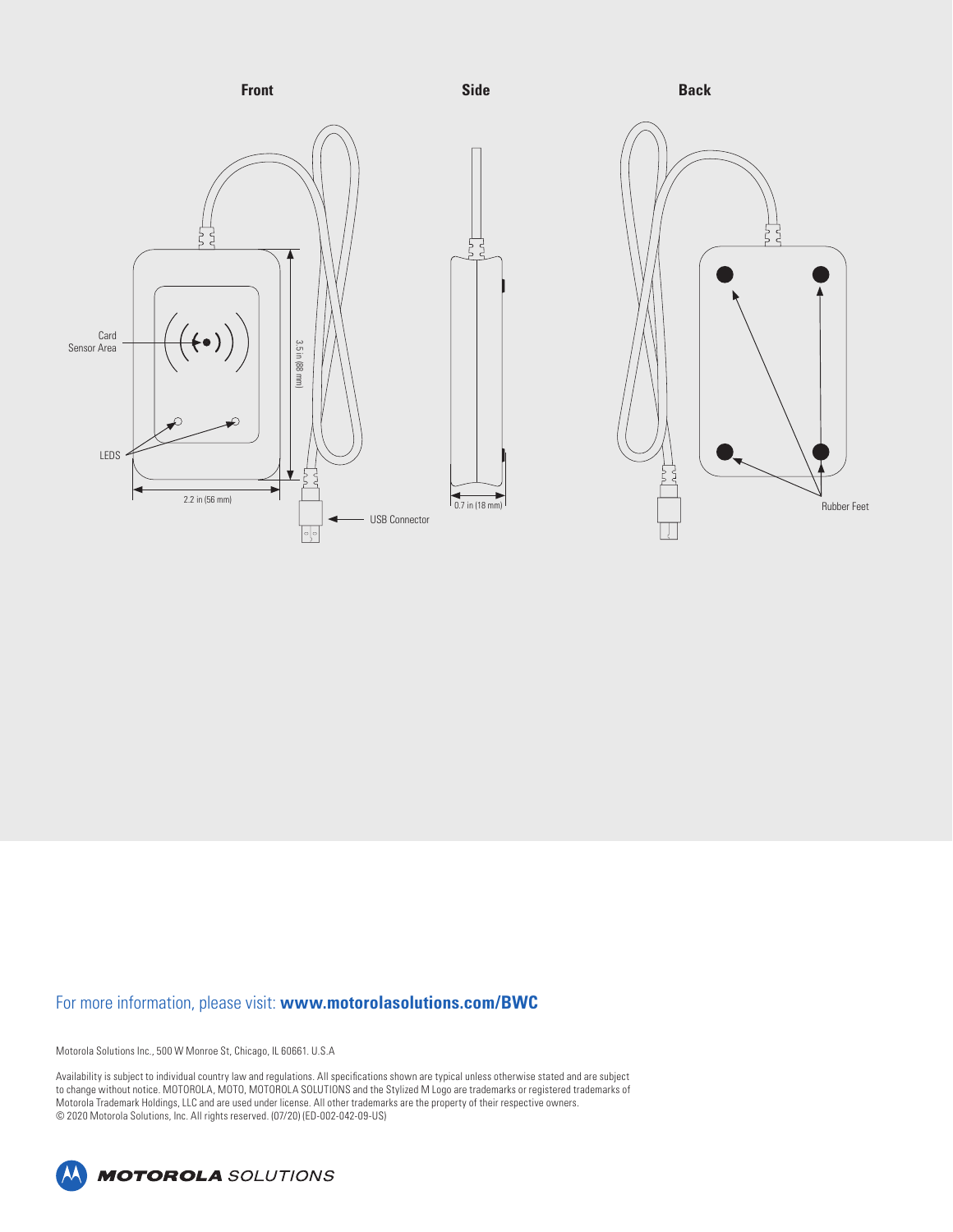Front

Side

Back

Card Sensor Area

LEDS

3.5 in (88 mm)

2.2 in (56 mm)

USB Connector

0.7 in (18 mm)

Rubber Feet

For more information, please visit: **www.motorolasolutions.com/BWC**

Motorola Solutions Inc., 500 W Monroe St, Chicago, IL 60661. U.S.A

Availability is subject to individual country law and regulations. All specifications shown are typical unless otherwise stated and are subject to change without notice. MOTOROLA, MOTO, MOTOROLA SOLUTIONS and the Stylized M Logo are trademarks or registered trademarks of Motorola Trademark Holdings, LLC and are used under license. All other trademarks are the property of their respective owners. © 2020 Motorola Solutions, Inc. All rights reserved. (07/20) (ED-002-042-09-US)

MOTOROLA SOLUTIONS